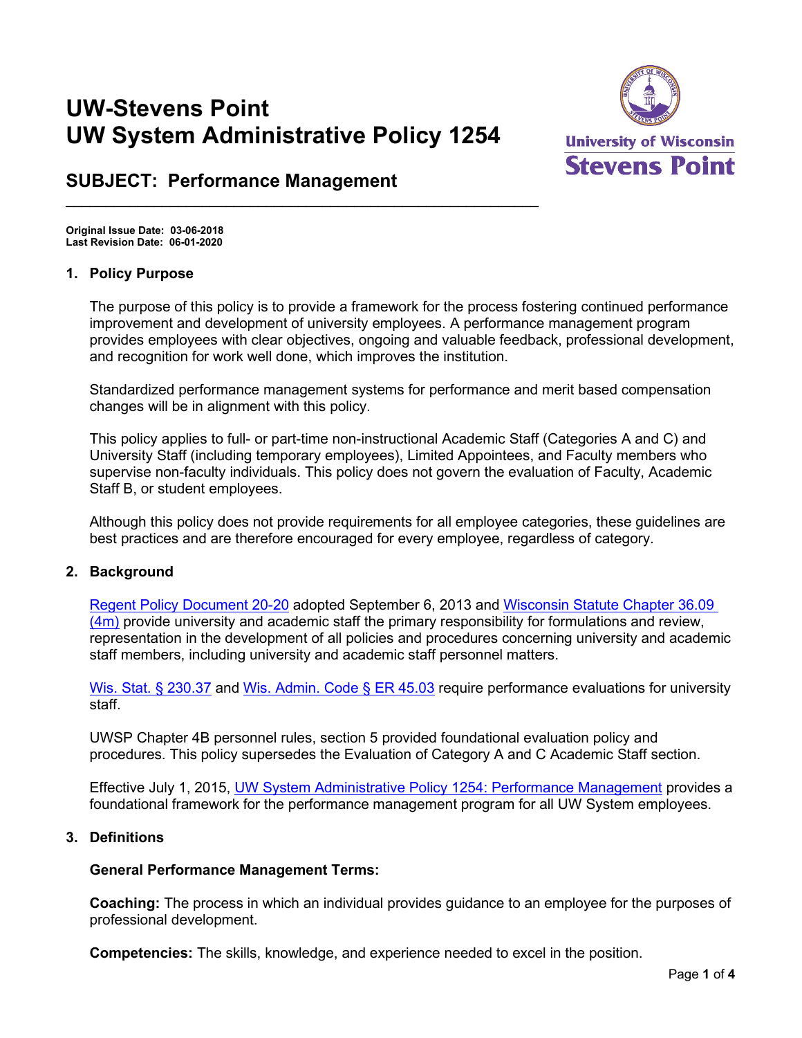# UW-Stevens Point
# UW System Administrative Policy 1254

## SUBJECT: Performance Management

**Original Issue Date: 03-06-2018**
**Last Revision Date: 06-01-2020**

### 1. Policy Purpose

The purpose of this policy is to provide a framework for the process fostering continued performance improvement and development of university employees. A performance management program provides employees with clear objectives, ongoing and valuable feedback, professional development, and recognition for work well done, which improves the institution.

Standardized performance management systems for performance and merit based compensation changes will be in alignment with this policy.

This policy applies to full- or part-time non-instructional Academic Staff (Categories A and C) and University Staff (including temporary employees), Limited Appointees, and Faculty members who supervise non-faculty individuals. This policy does not govern the evaluation of Faculty, Academic Staff B, or student employees.

Although this policy does not provide requirements for all employee categories, these guidelines are best practices and are therefore encouraged for every employee, regardless of category.

### 2. Background

Regent Policy Document 20-20 adopted September 6, 2013 and Wisconsin Statute Chapter 36.09 (4m) provide university and academic staff the primary responsibility for formulations and review, representation in the development of all policies and procedures concerning university and academic staff members, including university and academic staff personnel matters.

Wis. Stat. § 230.37 and Wis. Admin. Code § ER 45.03 require performance evaluations for university staff.

UWSP Chapter 4B personnel rules, section 5 provided foundational evaluation policy and procedures. This policy supersedes the Evaluation of Category A and C Academic Staff section.

Effective July 1, 2015, UW System Administrative Policy 1254: Performance Management provides a foundational framework for the performance management program for all UW System employees.

### 3. Definitions

**General Performance Management Terms:**

**Coaching:** The process in which an individual provides guidance to an employee for the purposes of professional development.

**Competencies:** The skills, knowledge, and experience needed to excel in the position.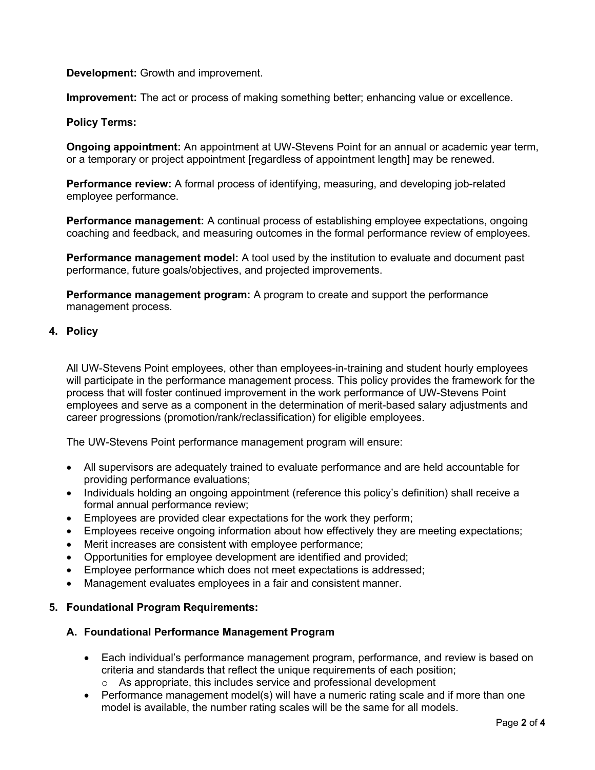**Development:** Growth and improvement.

**Improvement:** The act or process of making something better; enhancing value or excellence.

**Policy Terms:**

**Ongoing appointment:** An appointment at UW-Stevens Point for an annual or academic year term, or a temporary or project appointment [regardless of appointment length] may be renewed.

**Performance review:** A formal process of identifying, measuring, and developing job-related employee performance.

**Performance management:** A continual process of establishing employee expectations, ongoing coaching and feedback, and measuring outcomes in the formal performance review of employees.

**Performance management model:** A tool used by the institution to evaluate and document past performance, future goals/objectives, and projected improvements.

**Performance management program:** A program to create and support the performance management process.

## 4. Policy

All UW-Stevens Point employees, other than employees-in-training and student hourly employees will participate in the performance management process. This policy provides the framework for the process that will foster continued improvement in the work performance of UW-Stevens Point employees and serve as a component in the determination of merit-based salary adjustments and career progressions (promotion/rank/reclassification) for eligible employees.

The UW-Stevens Point performance management program will ensure:

- All supervisors are adequately trained to evaluate performance and are held accountable for providing performance evaluations;
- Individuals holding an ongoing appointment (reference this policy's definition) shall receive a formal annual performance review;
- Employees are provided clear expectations for the work they perform;
- Employees receive ongoing information about how effectively they are meeting expectations;
- Merit increases are consistent with employee performance;
- Opportunities for employee development are identified and provided;
- Employee performance which does not meet expectations is addressed;
- Management evaluates employees in a fair and consistent manner.

## 5. Foundational Program Requirements:

### A. Foundational Performance Management Program

- Each individual's performance management program, performance, and review is based on criteria and standards that reflect the unique requirements of each position;
  - As appropriate, this includes service and professional development
- Performance management model(s) will have a numeric rating scale and if more than one model is available, the number rating scales will be the same for all models.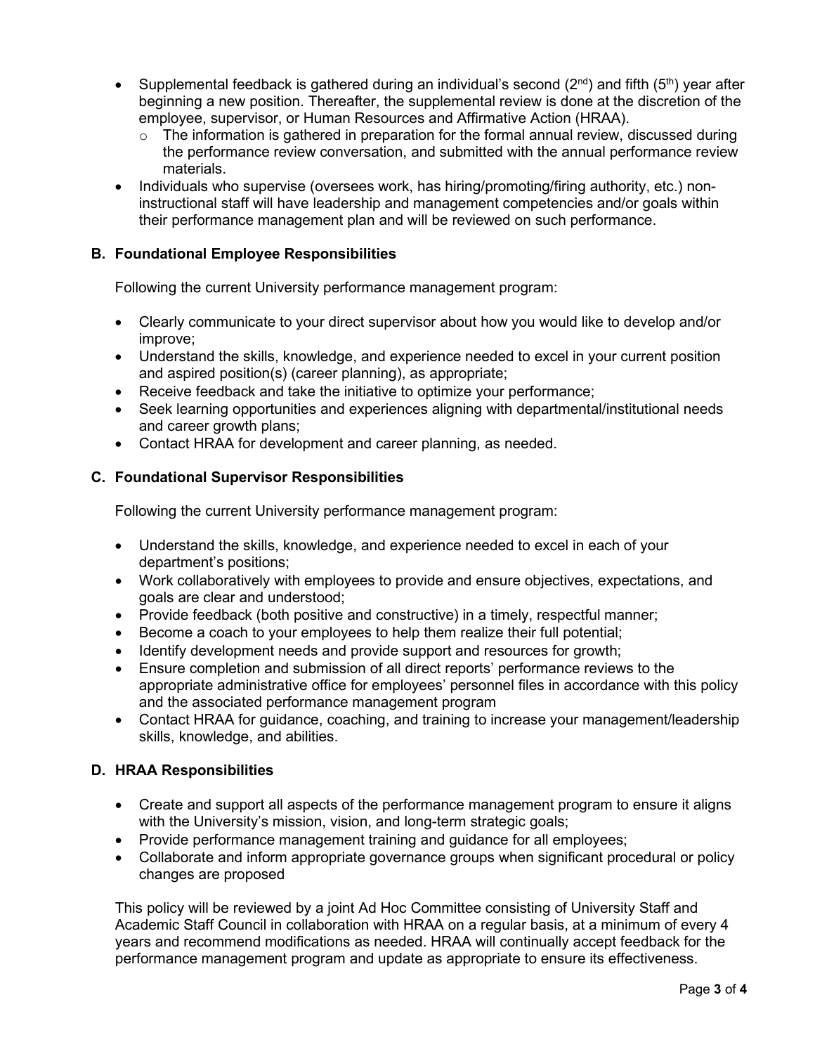- Supplemental feedback is gathered during an individual's second (2nd) and fifth (5th) year after beginning a new position. Thereafter, the supplemental review is done at the discretion of the employee, supervisor, or Human Resources and Affirmative Action (HRAA).
  - The information is gathered in preparation for the formal annual review, discussed during the performance review conversation, and submitted with the annual performance review materials.
- Individuals who supervise (oversees work, has hiring/promoting/firing authority, etc.) non-instructional staff will have leadership and management competencies and/or goals within their performance management plan and will be reviewed on such performance.

### B. Foundational Employee Responsibilities

Following the current University performance management program:

- Clearly communicate to your direct supervisor about how you would like to develop and/or improve;
- Understand the skills, knowledge, and experience needed to excel in your current position and aspired position(s) (career planning), as appropriate;
- Receive feedback and take the initiative to optimize your performance;
- Seek learning opportunities and experiences aligning with departmental/institutional needs and career growth plans;
- Contact HRAA for development and career planning, as needed.

### C. Foundational Supervisor Responsibilities

Following the current University performance management program:

- Understand the skills, knowledge, and experience needed to excel in each of your department's positions;
- Work collaboratively with employees to provide and ensure objectives, expectations, and goals are clear and understood;
- Provide feedback (both positive and constructive) in a timely, respectful manner;
- Become a coach to your employees to help them realize their full potential;
- Identify development needs and provide support and resources for growth;
- Ensure completion and submission of all direct reports' performance reviews to the appropriate administrative office for employees' personnel files in accordance with this policy and the associated performance management program
- Contact HRAA for guidance, coaching, and training to increase your management/leadership skills, knowledge, and abilities.

### D. HRAA Responsibilities

- Create and support all aspects of the performance management program to ensure it aligns with the University's mission, vision, and long-term strategic goals;
- Provide performance management training and guidance for all employees;
- Collaborate and inform appropriate governance groups when significant procedural or policy changes are proposed

This policy will be reviewed by a joint Ad Hoc Committee consisting of University Staff and Academic Staff Council in collaboration with HRAA on a regular basis, at a minimum of every 4 years and recommend modifications as needed. HRAA will continually accept feedback for the performance management program and update as appropriate to ensure its effectiveness.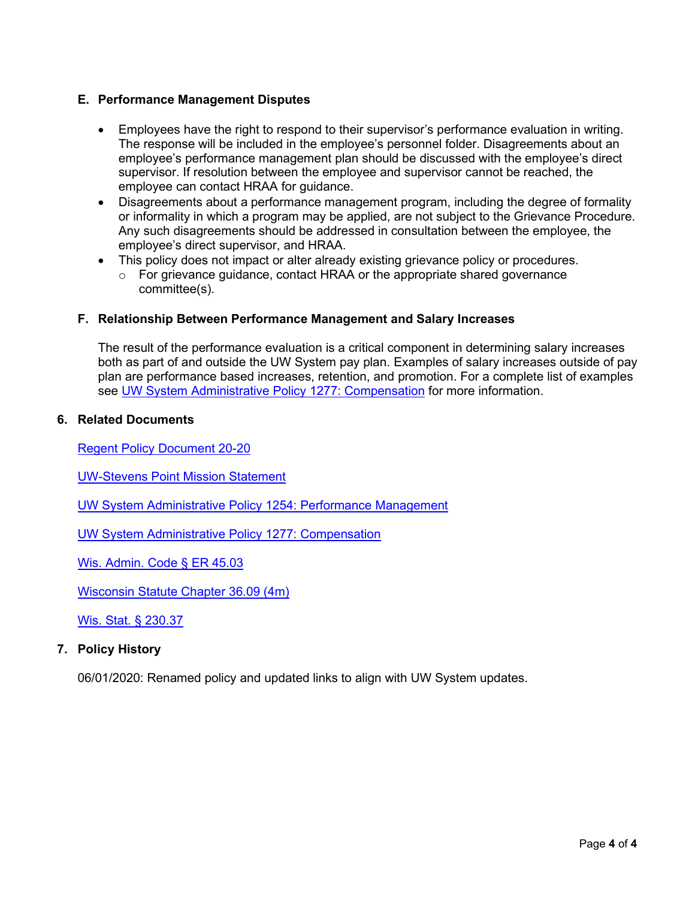### E. Performance Management Disputes

- Employees have the right to respond to their supervisor's performance evaluation in writing. The response will be included in the employee's personnel folder. Disagreements about an employee's performance management plan should be discussed with the employee's direct supervisor. If resolution between the employee and supervisor cannot be reached, the employee can contact HRAA for guidance.
- Disagreements about a performance management program, including the degree of formality or informality in which a program may be applied, are not subject to the Grievance Procedure. Any such disagreements should be addressed in consultation between the employee, the employee's direct supervisor, and HRAA.
- This policy does not impact or alter already existing grievance policy or procedures.
  - For grievance guidance, contact HRAA or the appropriate shared governance committee(s).

### F. Relationship Between Performance Management and Salary Increases

The result of the performance evaluation is a critical component in determining salary increases both as part of and outside the UW System pay plan. Examples of salary increases outside of pay plan are performance based increases, retention, and promotion. For a complete list of examples see UW System Administrative Policy 1277: Compensation for more information.

## 6. Related Documents

Regent Policy Document 20-20

UW-Stevens Point Mission Statement

UW System Administrative Policy 1254: Performance Management

UW System Administrative Policy 1277: Compensation

Wis. Admin. Code § ER 45.03

Wisconsin Statute Chapter 36.09 (4m)

Wis. Stat. § 230.37

## 7. Policy History

06/01/2020: Renamed policy and updated links to align with UW System updates.